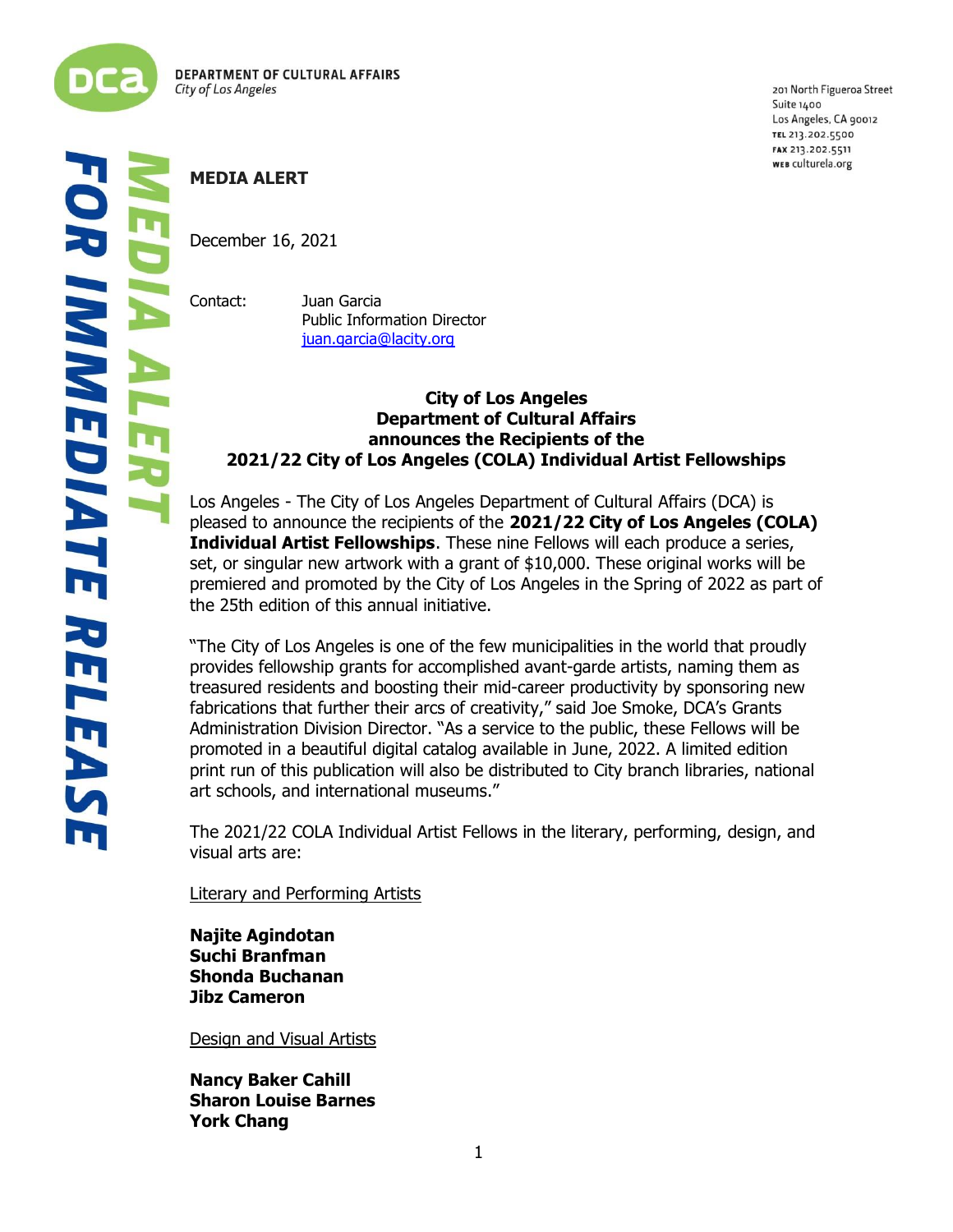DEPARTMENT OF CULTURAL AFFAIRS
*City of Los Angeles*

201 North Figueroa Street
Suite 1400
Los Angeles, CA 90012
TEL 213.202.5500
FAX 213.202.5511
WEB culturela.org

*MEDIA ALERT*

*FOR IMMEDIATE RELEASE*

**MEDIA ALERT**

December 16, 2021

Contact: Juan Garcia
Public Information Director
juan.garcia@lacity.org

**City of Los Angeles**
**Department of Cultural Affairs**
**announces the Recipients of the**
**2021/22 City of Los Angeles (COLA) Individual Artist Fellowships**

Los Angeles - The City of Los Angeles Department of Cultural Affairs (DCA) is pleased to announce the recipients of the **2021/22 City of Los Angeles (COLA) Individual Artist Fellowships**. These nine Fellows will each produce a series, set, or singular new artwork with a grant of $10,000. These original works will be premiered and promoted by the City of Los Angeles in the Spring of 2022 as part of the 25th edition of this annual initiative.

"The City of Los Angeles is one of the few municipalities in the world that proudly provides fellowship grants for accomplished avant-garde artists, naming them as treasured residents and boosting their mid-career productivity by sponsoring new fabrications that further their arcs of creativity," said Joe Smoke, DCA's Grants Administration Division Director. "As a service to the public, these Fellows will be promoted in a beautiful digital catalog available in June, 2022. A limited edition print run of this publication will also be distributed to City branch libraries, national art schools, and international museums."

The 2021/22 COLA Individual Artist Fellows in the literary, performing, design, and visual arts are:

Literary and Performing Artists

**Najite Agindotan**
**Suchi Branfman**
**Shonda Buchanan**
**Jibz Cameron**

Design and Visual Artists

**Nancy Baker Cahill**
**Sharon Louise Barnes**
**York Chang**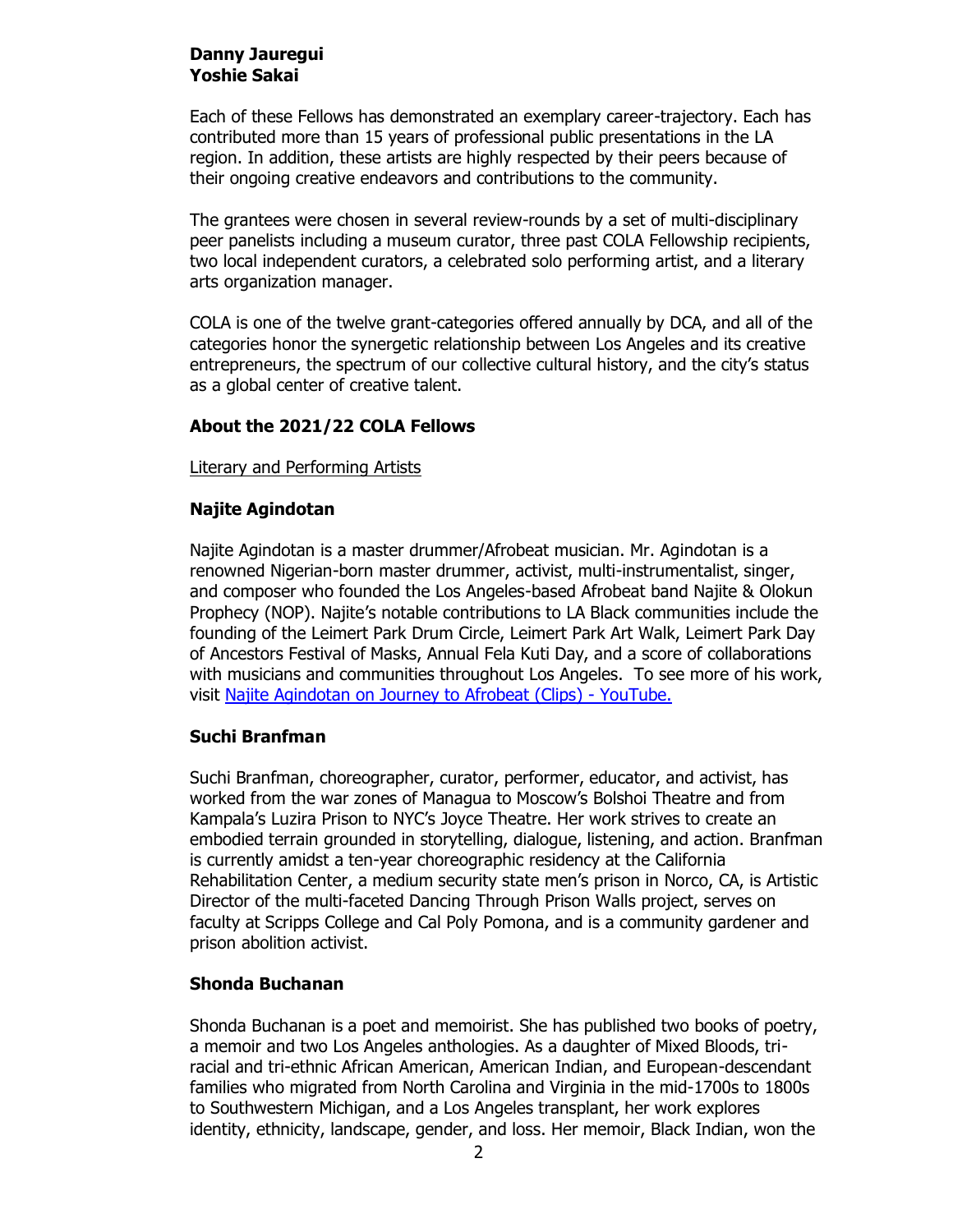**Danny Jauregui**
**Yoshie Sakai**

Each of these Fellows has demonstrated an exemplary career-trajectory. Each has contributed more than 15 years of professional public presentations in the LA region. In addition, these artists are highly respected by their peers because of their ongoing creative endeavors and contributions to the community.

The grantees were chosen in several review-rounds by a set of multi-disciplinary peer panelists including a museum curator, three past COLA Fellowship recipients, two local independent curators, a celebrated solo performing artist, and a literary arts organization manager.

COLA is one of the twelve grant-categories offered annually by DCA, and all of the categories honor the synergetic relationship between Los Angeles and its creative entrepreneurs, the spectrum of our collective cultural history, and the city's status as a global center of creative talent.

## About the 2021/22 COLA Fellows

Literary and Performing Artists

### Najite Agindotan

Najite Agindotan is a master drummer/Afrobeat musician. Mr. Agindotan is a renowned Nigerian-born master drummer, activist, multi-instrumentalist, singer, and composer who founded the Los Angeles-based Afrobeat band Najite & Olokun Prophecy (NOP). Najite's notable contributions to LA Black communities include the founding of the Leimert Park Drum Circle, Leimert Park Art Walk, Leimert Park Day of Ancestors Festival of Masks, Annual Fela Kuti Day, and a score of collaborations with musicians and communities throughout Los Angeles. To see more of his work, visit Najite Agindotan on Journey to Afrobeat (Clips) - YouTube.

### Suchi Branfman

Suchi Branfman, choreographer, curator, performer, educator, and activist, has worked from the war zones of Managua to Moscow's Bolshoi Theatre and from Kampala's Luzira Prison to NYC's Joyce Theatre. Her work strives to create an embodied terrain grounded in storytelling, dialogue, listening, and action. Branfman is currently amidst a ten-year choreographic residency at the California Rehabilitation Center, a medium security state men's prison in Norco, CA, is Artistic Director of the multi-faceted Dancing Through Prison Walls project, serves on faculty at Scripps College and Cal Poly Pomona, and is a community gardener and prison abolition activist.

### Shonda Buchanan

Shonda Buchanan is a poet and memoirist. She has published two books of poetry, a memoir and two Los Angeles anthologies. As a daughter of Mixed Bloods, tri-racial and tri-ethnic African American, American Indian, and European-descendant families who migrated from North Carolina and Virginia in the mid-1700s to 1800s to Southwestern Michigan, and a Los Angeles transplant, her work explores identity, ethnicity, landscape, gender, and loss. Her memoir, Black Indian, won the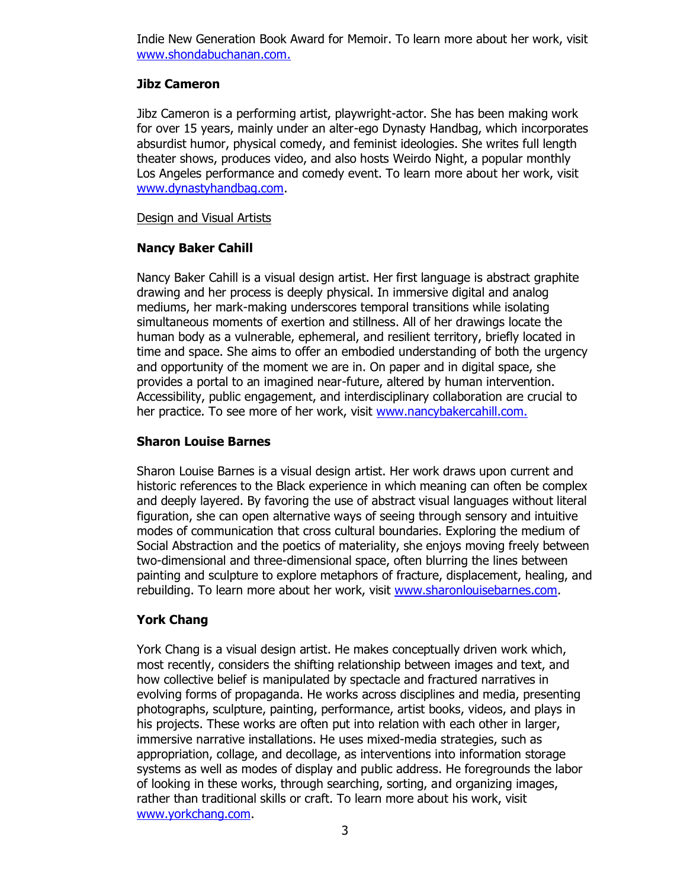Indie New Generation Book Award for Memoir. To learn more about her work, visit [www.shondabuchanan.com.](www.shondabuchanan.com)

### Jibz Cameron

Jibz Cameron is a performing artist, playwright-actor. She has been making work for over 15 years, mainly under an alter-ego Dynasty Handbag, which incorporates absurdist humor, physical comedy, and feminist ideologies. She writes full length theater shows, produces video, and also hosts Weirdo Night, a popular monthly Los Angeles performance and comedy event. To learn more about her work, visit [www.dynastyhandbag.com](www.dynastyhandbag.com).

Design and Visual Artists

### Nancy Baker Cahill

Nancy Baker Cahill is a visual design artist. Her first language is abstract graphite drawing and her process is deeply physical. In immersive digital and analog mediums, her mark-making underscores temporal transitions while isolating simultaneous moments of exertion and stillness. All of her drawings locate the human body as a vulnerable, ephemeral, and resilient territory, briefly located in time and space. She aims to offer an embodied understanding of both the urgency and opportunity of the moment we are in. On paper and in digital space, she provides a portal to an imagined near-future, altered by human intervention. Accessibility, public engagement, and interdisciplinary collaboration are crucial to her practice. To see more of her work, visit [www.nancybakercahill.com.](www.nancybakercahill.com)

### Sharon Louise Barnes

Sharon Louise Barnes is a visual design artist. Her work draws upon current and historic references to the Black experience in which meaning can often be complex and deeply layered. By favoring the use of abstract visual languages without literal figuration, she can open alternative ways of seeing through sensory and intuitive modes of communication that cross cultural boundaries. Exploring the medium of Social Abstraction and the poetics of materiality, she enjoys moving freely between two-dimensional and three-dimensional space, often blurring the lines between painting and sculpture to explore metaphors of fracture, displacement, healing, and rebuilding. To learn more about her work, visit [www.sharonlouisebarnes.com](www.sharonlouisebarnes.com).

### York Chang

York Chang is a visual design artist. He makes conceptually driven work which, most recently, considers the shifting relationship between images and text, and how collective belief is manipulated by spectacle and fractured narratives in evolving forms of propaganda. He works across disciplines and media, presenting photographs, sculpture, painting, performance, artist books, videos, and plays in his projects. These works are often put into relation with each other in larger, immersive narrative installations. He uses mixed-media strategies, such as appropriation, collage, and decollage, as interventions into information storage systems as well as modes of display and public address. He foregrounds the labor of looking in these works, through searching, sorting, and organizing images, rather than traditional skills or craft. To learn more about his work, visit [www.yorkchang.com](www.yorkchang.com).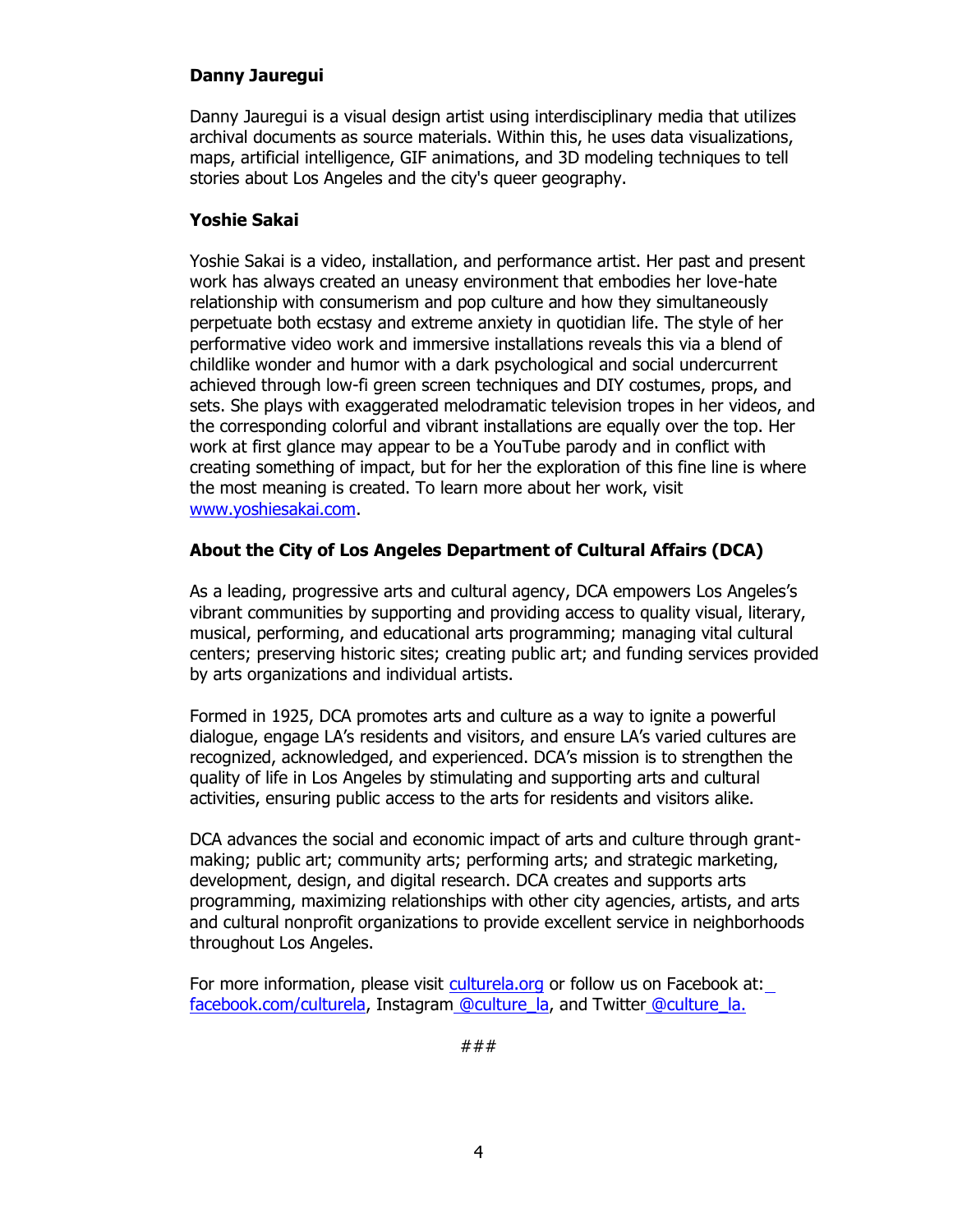**Danny Jauregui**

Danny Jauregui is a visual design artist using interdisciplinary media that utilizes archival documents as source materials. Within this, he uses data visualizations, maps, artificial intelligence, GIF animations, and 3D modeling techniques to tell stories about Los Angeles and the city's queer geography.

**Yoshie Sakai**

Yoshie Sakai is a video, installation, and performance artist. Her past and present work has always created an uneasy environment that embodies her love-hate relationship with consumerism and pop culture and how they simultaneously perpetuate both ecstasy and extreme anxiety in quotidian life. The style of her performative video work and immersive installations reveals this via a blend of childlike wonder and humor with a dark psychological and social undercurrent achieved through low-fi green screen techniques and DIY costumes, props, and sets. She plays with exaggerated melodramatic television tropes in her videos, and the corresponding colorful and vibrant installations are equally over the top. Her work at first glance may appear to be a YouTube parody and in conflict with creating something of impact, but for her the exploration of this fine line is where the most meaning is created. To learn more about her work, visit [www.yoshiesakai.com](http://www.yoshiesakai.com).

**About the City of Los Angeles Department of Cultural Affairs (DCA)**

As a leading, progressive arts and cultural agency, DCA empowers Los Angeles's vibrant communities by supporting and providing access to quality visual, literary, musical, performing, and educational arts programming; managing vital cultural centers; preserving historic sites; creating public art; and funding services provided by arts organizations and individual artists.

Formed in 1925, DCA promotes arts and culture as a way to ignite a powerful dialogue, engage LA's residents and visitors, and ensure LA's varied cultures are recognized, acknowledged, and experienced. DCA's mission is to strengthen the quality of life in Los Angeles by stimulating and supporting arts and cultural activities, ensuring public access to the arts for residents and visitors alike.

DCA advances the social and economic impact of arts and culture through grant-making; public art; community arts; performing arts; and strategic marketing, development, design, and digital research. DCA creates and supports arts programming, maximizing relationships with other city agencies, artists, and arts and cultural nonprofit organizations to provide excellent service in neighborhoods throughout Los Angeles.

For more information, please visit [culturela.org](http://culturela.org) or follow us on Facebook at: facebook.com/culturela, Instagram @culture_la, and Twitter @culture_la.

###